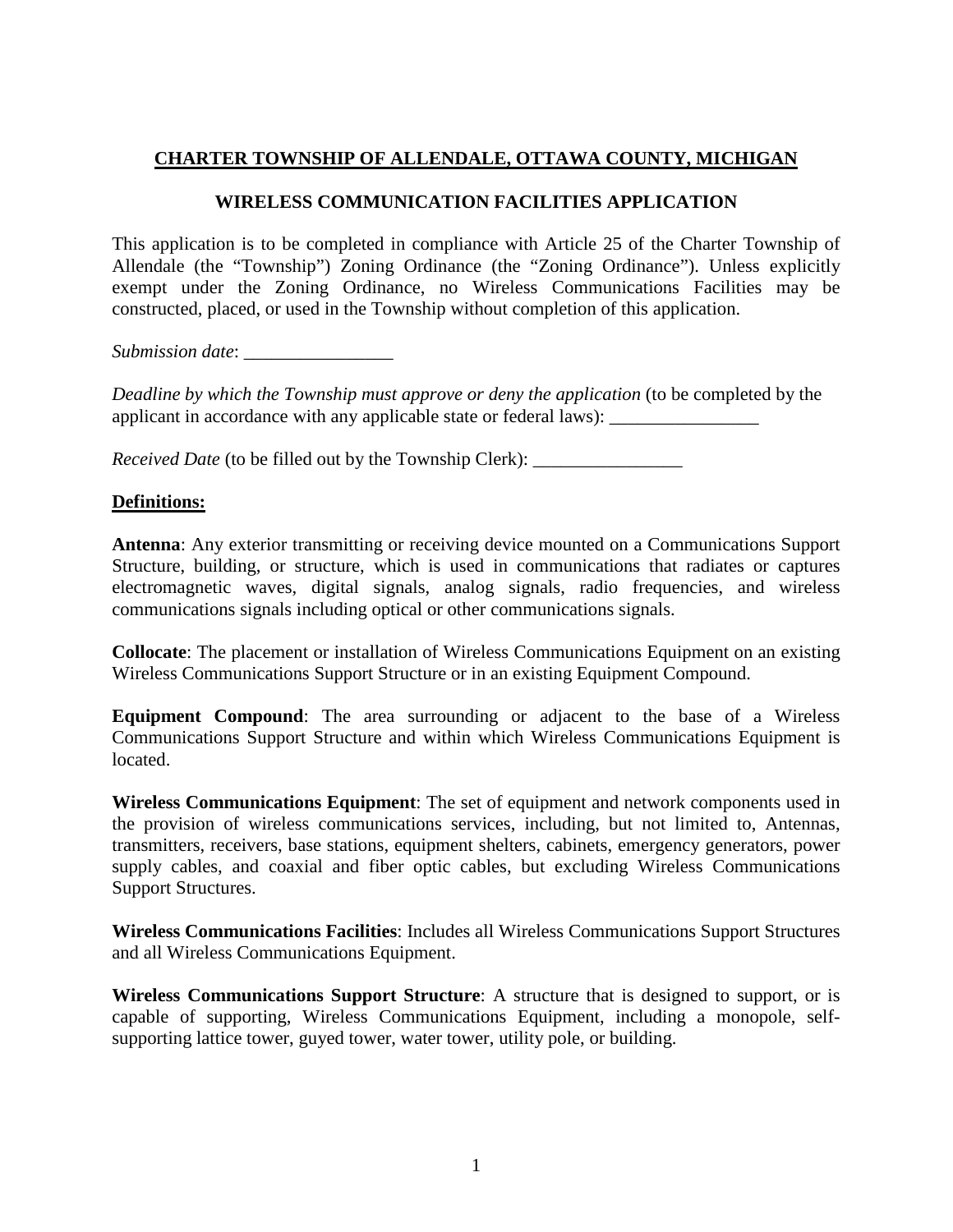# CHARTER TOWNSHIP OF ALLENDALE, OTTAWA COUNTY, MICHIGAN

## WIRELESS COMMUNICATION FACILITIES APPLICATION

This application is to be completed in compliance with Article 25 of the Charter Township of Allendale (the "Township") Zoning Ordinance (the "Zoning Ordinance"). Unless explicitly exempt under the Zoning Ordinance, no Wireless Communications Facilities may be constructed, placed, or used in the Township without completion of this application.

*Submission date*: ________________

*Deadline by which the Township must approve or deny the application* (to be completed by the applicant in accordance with any applicable state or federal laws): ________________

*Received Date* (to be filled out by the Township Clerk): ________________

**Definitions:**

**Antenna**: Any exterior transmitting or receiving device mounted on a Communications Support Structure, building, or structure, which is used in communications that radiates or captures electromagnetic waves, digital signals, analog signals, radio frequencies, and wireless communications signals including optical or other communications signals.

**Collocate**: The placement or installation of Wireless Communications Equipment on an existing Wireless Communications Support Structure or in an existing Equipment Compound.

**Equipment Compound**: The area surrounding or adjacent to the base of a Wireless Communications Support Structure and within which Wireless Communications Equipment is located.

**Wireless Communications Equipment**: The set of equipment and network components used in the provision of wireless communications services, including, but not limited to, Antennas, transmitters, receivers, base stations, equipment shelters, cabinets, emergency generators, power supply cables, and coaxial and fiber optic cables, but excluding Wireless Communications Support Structures.

**Wireless Communications Facilities**: Includes all Wireless Communications Support Structures and all Wireless Communications Equipment.

**Wireless Communications Support Structure**: A structure that is designed to support, or is capable of supporting, Wireless Communications Equipment, including a monopole, self-supporting lattice tower, guyed tower, water tower, utility pole, or building.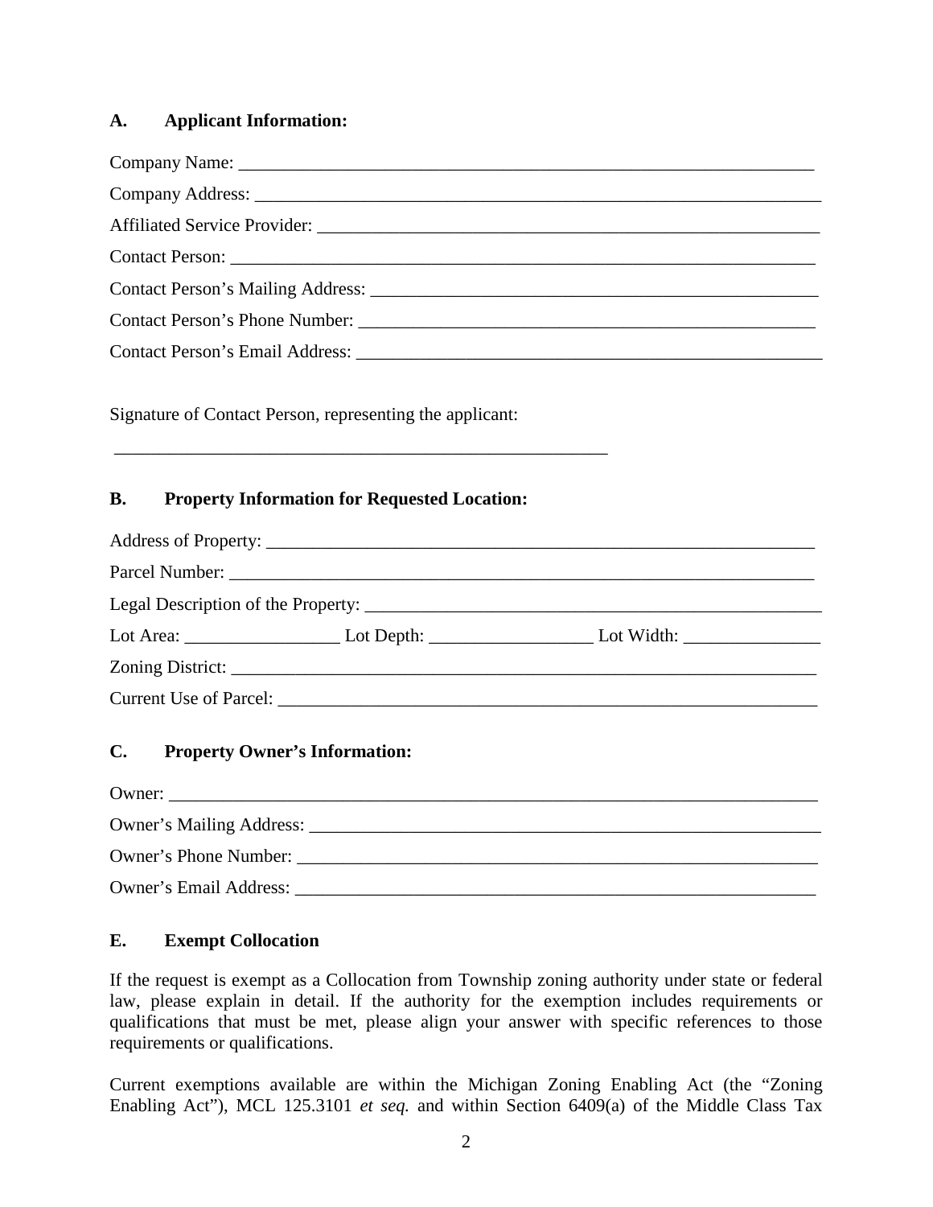## A. Applicant Information:

Company Name: ___________________________________________________________________

Company Address: _________________________________________________________________

Affiliated Service Provider: _________________________________________________________

Contact Person: ___________________________________________________________________

Contact Person's Mailing Address: ___________________________________________________

Contact Person's Phone Number: _____________________________________________________

Contact Person's Email Address: _____________________________________________________

Signature of Contact Person, representing the applicant:

_________________________________________________________

## B. Property Information for Requested Location:

Address of Property: _______________________________________________________________

Parcel Number: ___________________________________________________________________

Legal Description of the Property: ____________________________________________________

Lot Area: _________________ Lot Depth: __________________ Lot Width: _______________

Zoning District: ___________________________________________________________________

Current Use of Parcel: ______________________________________________________________

## C. Property Owner's Information:

Owner: __________________________________________________________________________

Owner's Mailing Address: ___________________________________________________________

Owner's Phone Number: _____________________________________________________________

Owner's Email Address: _____________________________________________________________

## E. Exempt Collocation

If the request is exempt as a Collocation from Township zoning authority under state or federal law, please explain in detail. If the authority for the exemption includes requirements or qualifications that must be met, please align your answer with specific references to those requirements or qualifications.

Current exemptions available are within the Michigan Zoning Enabling Act (the "Zoning Enabling Act"), MCL 125.3101 *et seq.* and within Section 6409(a) of the Middle Class Tax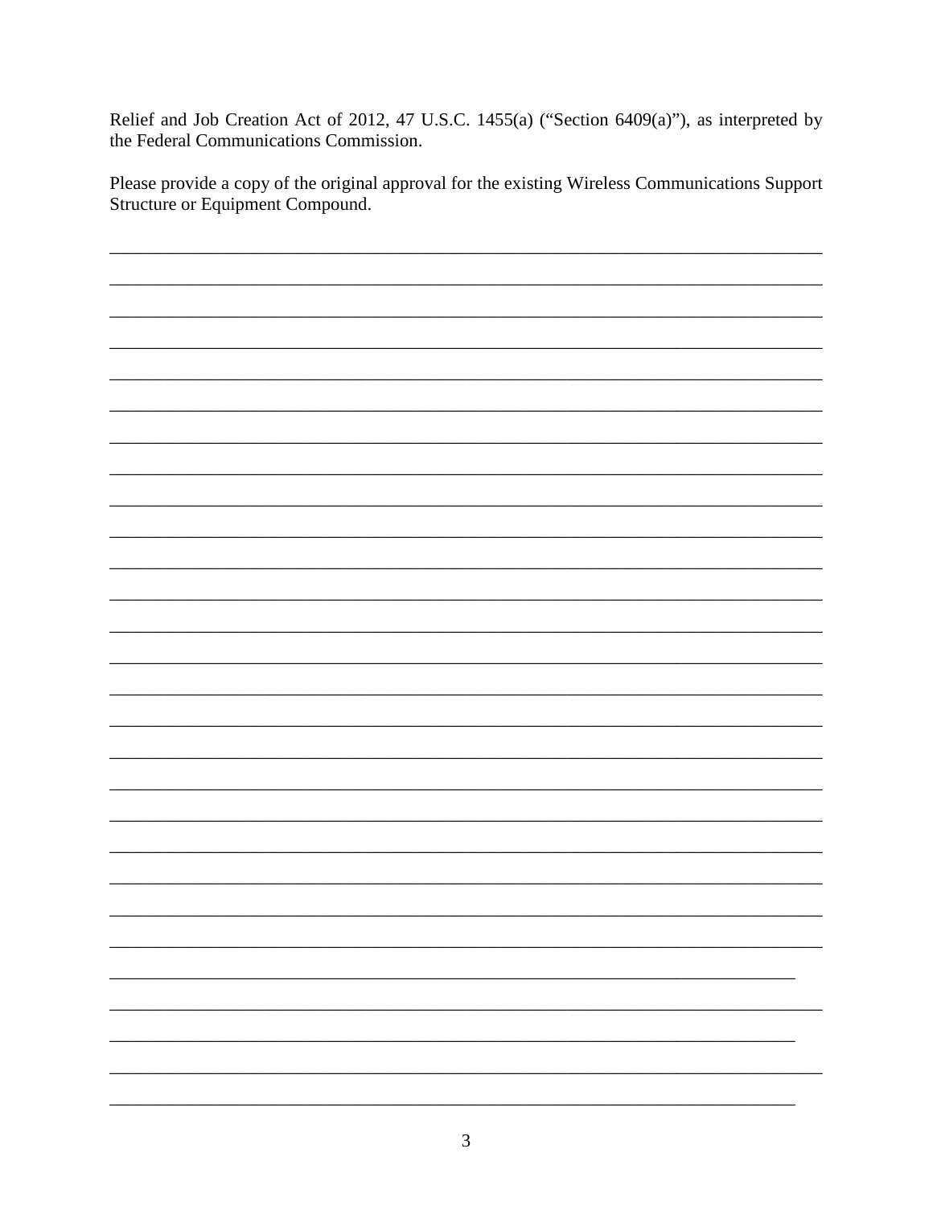Relief and Job Creation Act of 2012, 47 U.S.C. 1455(a) ("Section 6409(a)"), as interpreted by the Federal Communications Commission.

Please provide a copy of the original approval for the existing Wireless Communications Support Structure or Equipment Compound.

\_\_\_\_\_\_\_\_\_\_\_\_\_\_\_\_\_\_\_\_\_\_\_\_\_\_\_\_\_\_\_\_\_\_\_\_\_\_\_\_\_\_\_\_\_\_\_\_\_\_\_\_\_\_\_\_\_\_\_\_\_\_\_\_\_\_\_\_\_\_\_\_\_\_\_\_

\_\_\_\_\_\_\_\_\_\_\_\_\_\_\_\_\_\_\_\_\_\_\_\_\_\_\_\_\_\_\_\_\_\_\_\_\_\_\_\_\_\_\_\_\_\_\_\_\_\_\_\_\_\_\_\_\_\_\_\_\_\_\_\_\_\_\_\_\_\_\_\_\_\_\_\_

\_\_\_\_\_\_\_\_\_\_\_\_\_\_\_\_\_\_\_\_\_\_\_\_\_\_\_\_\_\_\_\_\_\_\_\_\_\_\_\_\_\_\_\_\_\_\_\_\_\_\_\_\_\_\_\_\_\_\_\_\_\_\_\_\_\_\_\_\_\_\_\_\_\_\_\_

\_\_\_\_\_\_\_\_\_\_\_\_\_\_\_\_\_\_\_\_\_\_\_\_\_\_\_\_\_\_\_\_\_\_\_\_\_\_\_\_\_\_\_\_\_\_\_\_\_\_\_\_\_\_\_\_\_\_\_\_\_\_\_\_\_\_\_\_\_\_\_\_\_\_\_\_

\_\_\_\_\_\_\_\_\_\_\_\_\_\_\_\_\_\_\_\_\_\_\_\_\_\_\_\_\_\_\_\_\_\_\_\_\_\_\_\_\_\_\_\_\_\_\_\_\_\_\_\_\_\_\_\_\_\_\_\_\_\_\_\_\_\_\_\_\_\_\_\_\_\_\_\_

\_\_\_\_\_\_\_\_\_\_\_\_\_\_\_\_\_\_\_\_\_\_\_\_\_\_\_\_\_\_\_\_\_\_\_\_\_\_\_\_\_\_\_\_\_\_\_\_\_\_\_\_\_\_\_\_\_\_\_\_\_\_\_\_\_\_\_\_\_\_\_\_\_\_\_\_

\_\_\_\_\_\_\_\_\_\_\_\_\_\_\_\_\_\_\_\_\_\_\_\_\_\_\_\_\_\_\_\_\_\_\_\_\_\_\_\_\_\_\_\_\_\_\_\_\_\_\_\_\_\_\_\_\_\_\_\_\_\_\_\_\_\_\_\_\_\_\_\_\_\_\_\_

\_\_\_\_\_\_\_\_\_\_\_\_\_\_\_\_\_\_\_\_\_\_\_\_\_\_\_\_\_\_\_\_\_\_\_\_\_\_\_\_\_\_\_\_\_\_\_\_\_\_\_\_\_\_\_\_\_\_\_\_\_\_\_\_\_\_\_\_\_\_\_\_\_\_\_\_

\_\_\_\_\_\_\_\_\_\_\_\_\_\_\_\_\_\_\_\_\_\_\_\_\_\_\_\_\_\_\_\_\_\_\_\_\_\_\_\_\_\_\_\_\_\_\_\_\_\_\_\_\_\_\_\_\_\_\_\_\_\_\_\_\_\_\_\_\_\_\_\_\_\_\_\_

\_\_\_\_\_\_\_\_\_\_\_\_\_\_\_\_\_\_\_\_\_\_\_\_\_\_\_\_\_\_\_\_\_\_\_\_\_\_\_\_\_\_\_\_\_\_\_\_\_\_\_\_\_\_\_\_\_\_\_\_\_\_\_\_\_\_\_\_\_\_\_\_\_\_\_\_

\_\_\_\_\_\_\_\_\_\_\_\_\_\_\_\_\_\_\_\_\_\_\_\_\_\_\_\_\_\_\_\_\_\_\_\_\_\_\_\_\_\_\_\_\_\_\_\_\_\_\_\_\_\_\_\_\_\_\_\_\_\_\_\_\_\_\_\_\_\_\_\_\_\_\_\_

\_\_\_\_\_\_\_\_\_\_\_\_\_\_\_\_\_\_\_\_\_\_\_\_\_\_\_\_\_\_\_\_\_\_\_\_\_\_\_\_\_\_\_\_\_\_\_\_\_\_\_\_\_\_\_\_\_\_\_\_\_\_\_\_\_\_\_\_\_\_\_\_\_\_\_\_

\_\_\_\_\_\_\_\_\_\_\_\_\_\_\_\_\_\_\_\_\_\_\_\_\_\_\_\_\_\_\_\_\_\_\_\_\_\_\_\_\_\_\_\_\_\_\_\_\_\_\_\_\_\_\_\_\_\_\_\_\_\_\_\_\_\_\_\_\_\_\_\_\_\_\_\_

\_\_\_\_\_\_\_\_\_\_\_\_\_\_\_\_\_\_\_\_\_\_\_\_\_\_\_\_\_\_\_\_\_\_\_\_\_\_\_\_\_\_\_\_\_\_\_\_\_\_\_\_\_\_\_\_\_\_\_\_\_\_\_\_\_\_\_\_\_\_\_\_\_\_\_\_

\_\_\_\_\_\_\_\_\_\_\_\_\_\_\_\_\_\_\_\_\_\_\_\_\_\_\_\_\_\_\_\_\_\_\_\_\_\_\_\_\_\_\_\_\_\_\_\_\_\_\_\_\_\_\_\_\_\_\_\_\_\_\_\_\_\_\_\_\_\_\_\_\_\_\_\_

\_\_\_\_\_\_\_\_\_\_\_\_\_\_\_\_\_\_\_\_\_\_\_\_\_\_\_\_\_\_\_\_\_\_\_\_\_\_\_\_\_\_\_\_\_\_\_\_\_\_\_\_\_\_\_\_\_\_\_\_\_\_\_\_\_\_\_\_\_\_\_\_\_\_\_\_

\_\_\_\_\_\_\_\_\_\_\_\_\_\_\_\_\_\_\_\_\_\_\_\_\_\_\_\_\_\_\_\_\_\_\_\_\_\_\_\_\_\_\_\_\_\_\_\_\_\_\_\_\_\_\_\_\_\_\_\_\_\_\_\_\_\_\_\_\_\_\_\_\_\_\_\_

\_\_\_\_\_\_\_\_\_\_\_\_\_\_\_\_\_\_\_\_\_\_\_\_\_\_\_\_\_\_\_\_\_\_\_\_\_\_\_\_\_\_\_\_\_\_\_\_\_\_\_\_\_\_\_\_\_\_\_\_\_\_\_\_\_\_\_\_\_\_\_\_\_\_\_\_

\_\_\_\_\_\_\_\_\_\_\_\_\_\_\_\_\_\_\_\_\_\_\_\_\_\_\_\_\_\_\_\_\_\_\_\_\_\_\_\_\_\_\_\_\_\_\_\_\_\_\_\_\_\_\_\_\_\_\_\_\_\_\_\_\_\_\_\_\_\_\_\_\_\_\_\_

\_\_\_\_\_\_\_\_\_\_\_\_\_\_\_\_\_\_\_\_\_\_\_\_\_\_\_\_\_\_\_\_\_\_\_\_\_\_\_\_\_\_\_\_\_\_\_\_\_\_\_\_\_\_\_\_\_\_\_\_\_\_\_\_\_\_\_\_\_\_\_\_\_\_\_\_

\_\_\_\_\_\_\_\_\_\_\_\_\_\_\_\_\_\_\_\_\_\_\_\_\_\_\_\_\_\_\_\_\_\_\_\_\_\_\_\_\_\_\_\_\_\_\_\_\_\_\_\_\_\_\_\_\_\_\_\_\_\_\_\_\_\_\_\_\_\_\_\_\_\_\_\_

\_\_\_\_\_\_\_\_\_\_\_\_\_\_\_\_\_\_\_\_\_\_\_\_\_\_\_\_\_\_\_\_\_\_\_\_\_\_\_\_\_\_\_\_\_\_\_\_\_\_\_\_\_\_\_\_\_\_\_\_\_\_\_\_\_\_\_\_\_\_\_\_\_\_\_\_

\_\_\_\_\_\_\_\_\_\_\_\_\_\_\_\_\_\_\_\_\_\_\_\_\_\_\_\_\_\_\_\_\_\_\_\_\_\_\_\_\_\_\_\_\_\_\_\_\_\_\_\_\_\_\_\_\_\_\_\_\_\_\_\_\_\_\_\_\_\_\_\_\_\_\_\_

\_\_\_\_\_\_\_\_\_\_\_\_\_\_\_\_\_\_\_\_\_\_\_\_\_\_\_\_\_\_\_\_\_\_\_\_\_\_\_\_\_\_\_\_\_\_\_\_\_\_\_\_\_\_\_\_\_\_\_\_\_\_\_\_\_\_\_\_\_\_\_\_\_\_\_\_

\_\_\_\_\_\_\_\_\_\_\_\_\_\_\_\_\_\_\_\_\_\_\_\_\_\_\_\_\_\_\_\_\_\_\_\_\_\_\_\_\_\_\_\_\_\_\_\_\_\_\_\_\_\_\_\_\_\_\_\_\_\_\_\_\_\_\_\_\_\_\_\_\_

\_\_\_\_\_\_\_\_\_\_\_\_\_\_\_\_\_\_\_\_\_\_\_\_\_\_\_\_\_\_\_\_\_\_\_\_\_\_\_\_\_\_\_\_\_\_\_\_\_\_\_\_\_\_\_\_\_\_\_\_\_\_\_\_\_\_\_\_\_\_\_\_\_\_\_\_

\_\_\_\_\_\_\_\_\_\_\_\_\_\_\_\_\_\_\_\_\_\_\_\_\_\_\_\_\_\_\_\_\_\_\_\_\_\_\_\_\_\_\_\_\_\_\_\_\_\_\_\_\_\_\_\_\_\_\_\_\_\_\_\_\_\_\_\_\_\_\_\_\_

\_\_\_\_\_\_\_\_\_\_\_\_\_\_\_\_\_\_\_\_\_\_\_\_\_\_\_\_\_\_\_\_\_\_\_\_\_\_\_\_\_\_\_\_\_\_\_\_\_\_\_\_\_\_\_\_\_\_\_\_\_\_\_\_\_\_\_\_\_\_\_\_\_\_\_\_

\_\_\_\_\_\_\_\_\_\_\_\_\_\_\_\_\_\_\_\_\_\_\_\_\_\_\_\_\_\_\_\_\_\_\_\_\_\_\_\_\_\_\_\_\_\_\_\_\_\_\_\_\_\_\_\_\_\_\_\_\_\_\_\_\_\_\_\_\_\_\_\_\_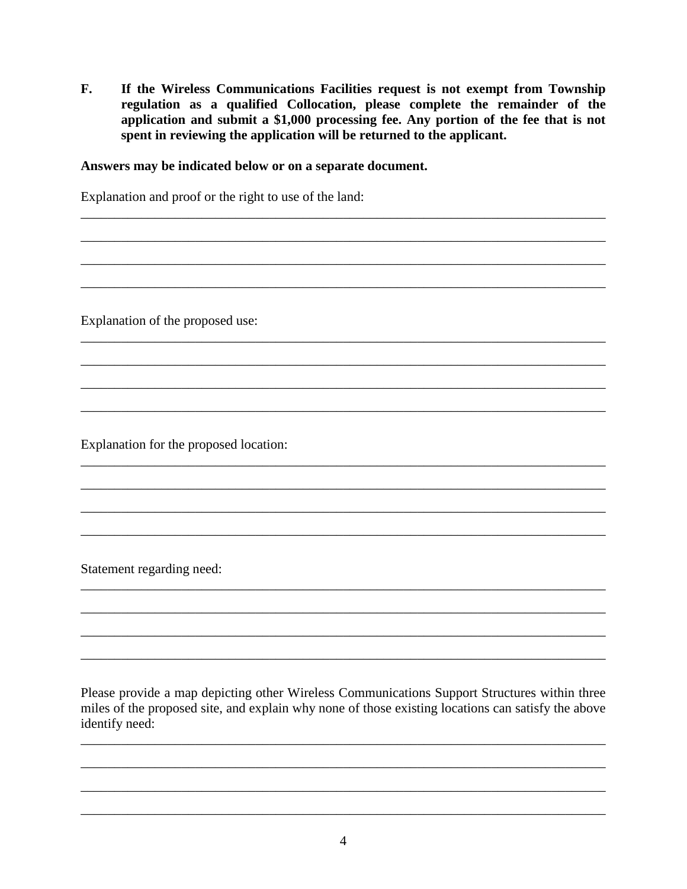**F. If the Wireless Communications Facilities request is not exempt from Township regulation as a qualified Collocation, please complete the remainder of the application and submit a $1,000 processing fee. Any portion of the fee that is not spent in reviewing the application will be returned to the applicant.**

**Answers may be indicated below or on a separate document.**

Explanation and proof or the right to use of the land:

\_\_\_\_\_\_\_\_\_\_\_\_\_\_\_\_\_\_\_\_\_\_\_\_\_\_\_\_\_\_\_\_\_\_\_\_\_\_\_\_\_\_\_\_\_\_\_\_\_\_\_\_\_\_\_\_\_\_\_\_\_\_\_\_\_\_\_\_\_\_\_\_\_\_\_\_

\_\_\_\_\_\_\_\_\_\_\_\_\_\_\_\_\_\_\_\_\_\_\_\_\_\_\_\_\_\_\_\_\_\_\_\_\_\_\_\_\_\_\_\_\_\_\_\_\_\_\_\_\_\_\_\_\_\_\_\_\_\_\_\_\_\_\_\_\_\_\_\_\_\_\_\_

\_\_\_\_\_\_\_\_\_\_\_\_\_\_\_\_\_\_\_\_\_\_\_\_\_\_\_\_\_\_\_\_\_\_\_\_\_\_\_\_\_\_\_\_\_\_\_\_\_\_\_\_\_\_\_\_\_\_\_\_\_\_\_\_\_\_\_\_\_\_\_\_\_\_\_\_

\_\_\_\_\_\_\_\_\_\_\_\_\_\_\_\_\_\_\_\_\_\_\_\_\_\_\_\_\_\_\_\_\_\_\_\_\_\_\_\_\_\_\_\_\_\_\_\_\_\_\_\_\_\_\_\_\_\_\_\_\_\_\_\_\_\_\_\_\_\_\_\_\_\_\_\_

Explanation of the proposed use:

\_\_\_\_\_\_\_\_\_\_\_\_\_\_\_\_\_\_\_\_\_\_\_\_\_\_\_\_\_\_\_\_\_\_\_\_\_\_\_\_\_\_\_\_\_\_\_\_\_\_\_\_\_\_\_\_\_\_\_\_\_\_\_\_\_\_\_\_\_\_\_\_\_\_\_\_

\_\_\_\_\_\_\_\_\_\_\_\_\_\_\_\_\_\_\_\_\_\_\_\_\_\_\_\_\_\_\_\_\_\_\_\_\_\_\_\_\_\_\_\_\_\_\_\_\_\_\_\_\_\_\_\_\_\_\_\_\_\_\_\_\_\_\_\_\_\_\_\_\_\_\_\_

\_\_\_\_\_\_\_\_\_\_\_\_\_\_\_\_\_\_\_\_\_\_\_\_\_\_\_\_\_\_\_\_\_\_\_\_\_\_\_\_\_\_\_\_\_\_\_\_\_\_\_\_\_\_\_\_\_\_\_\_\_\_\_\_\_\_\_\_\_\_\_\_\_\_\_\_

\_\_\_\_\_\_\_\_\_\_\_\_\_\_\_\_\_\_\_\_\_\_\_\_\_\_\_\_\_\_\_\_\_\_\_\_\_\_\_\_\_\_\_\_\_\_\_\_\_\_\_\_\_\_\_\_\_\_\_\_\_\_\_\_\_\_\_\_\_\_\_\_\_\_\_\_

Explanation for the proposed location:

\_\_\_\_\_\_\_\_\_\_\_\_\_\_\_\_\_\_\_\_\_\_\_\_\_\_\_\_\_\_\_\_\_\_\_\_\_\_\_\_\_\_\_\_\_\_\_\_\_\_\_\_\_\_\_\_\_\_\_\_\_\_\_\_\_\_\_\_\_\_\_\_\_\_\_\_

\_\_\_\_\_\_\_\_\_\_\_\_\_\_\_\_\_\_\_\_\_\_\_\_\_\_\_\_\_\_\_\_\_\_\_\_\_\_\_\_\_\_\_\_\_\_\_\_\_\_\_\_\_\_\_\_\_\_\_\_\_\_\_\_\_\_\_\_\_\_\_\_\_\_\_\_

\_\_\_\_\_\_\_\_\_\_\_\_\_\_\_\_\_\_\_\_\_\_\_\_\_\_\_\_\_\_\_\_\_\_\_\_\_\_\_\_\_\_\_\_\_\_\_\_\_\_\_\_\_\_\_\_\_\_\_\_\_\_\_\_\_\_\_\_\_\_\_\_\_\_\_\_

\_\_\_\_\_\_\_\_\_\_\_\_\_\_\_\_\_\_\_\_\_\_\_\_\_\_\_\_\_\_\_\_\_\_\_\_\_\_\_\_\_\_\_\_\_\_\_\_\_\_\_\_\_\_\_\_\_\_\_\_\_\_\_\_\_\_\_\_\_\_\_\_\_\_\_\_

Statement regarding need:

\_\_\_\_\_\_\_\_\_\_\_\_\_\_\_\_\_\_\_\_\_\_\_\_\_\_\_\_\_\_\_\_\_\_\_\_\_\_\_\_\_\_\_\_\_\_\_\_\_\_\_\_\_\_\_\_\_\_\_\_\_\_\_\_\_\_\_\_\_\_\_\_\_\_\_\_

\_\_\_\_\_\_\_\_\_\_\_\_\_\_\_\_\_\_\_\_\_\_\_\_\_\_\_\_\_\_\_\_\_\_\_\_\_\_\_\_\_\_\_\_\_\_\_\_\_\_\_\_\_\_\_\_\_\_\_\_\_\_\_\_\_\_\_\_\_\_\_\_\_\_\_\_

\_\_\_\_\_\_\_\_\_\_\_\_\_\_\_\_\_\_\_\_\_\_\_\_\_\_\_\_\_\_\_\_\_\_\_\_\_\_\_\_\_\_\_\_\_\_\_\_\_\_\_\_\_\_\_\_\_\_\_\_\_\_\_\_\_\_\_\_\_\_\_\_\_\_\_\_

\_\_\_\_\_\_\_\_\_\_\_\_\_\_\_\_\_\_\_\_\_\_\_\_\_\_\_\_\_\_\_\_\_\_\_\_\_\_\_\_\_\_\_\_\_\_\_\_\_\_\_\_\_\_\_\_\_\_\_\_\_\_\_\_\_\_\_\_\_\_\_\_\_\_\_\_

Please provide a map depicting other Wireless Communications Support Structures within three miles of the proposed site, and explain why none of those existing locations can satisfy the above identify need:

\_\_\_\_\_\_\_\_\_\_\_\_\_\_\_\_\_\_\_\_\_\_\_\_\_\_\_\_\_\_\_\_\_\_\_\_\_\_\_\_\_\_\_\_\_\_\_\_\_\_\_\_\_\_\_\_\_\_\_\_\_\_\_\_\_\_\_\_\_\_\_\_\_\_\_\_

\_\_\_\_\_\_\_\_\_\_\_\_\_\_\_\_\_\_\_\_\_\_\_\_\_\_\_\_\_\_\_\_\_\_\_\_\_\_\_\_\_\_\_\_\_\_\_\_\_\_\_\_\_\_\_\_\_\_\_\_\_\_\_\_\_\_\_\_\_\_\_\_\_\_\_\_

\_\_\_\_\_\_\_\_\_\_\_\_\_\_\_\_\_\_\_\_\_\_\_\_\_\_\_\_\_\_\_\_\_\_\_\_\_\_\_\_\_\_\_\_\_\_\_\_\_\_\_\_\_\_\_\_\_\_\_\_\_\_\_\_\_\_\_\_\_\_\_\_\_\_\_\_

\_\_\_\_\_\_\_\_\_\_\_\_\_\_\_\_\_\_\_\_\_\_\_\_\_\_\_\_\_\_\_\_\_\_\_\_\_\_\_\_\_\_\_\_\_\_\_\_\_\_\_\_\_\_\_\_\_\_\_\_\_\_\_\_\_\_\_\_\_\_\_\_\_\_\_\_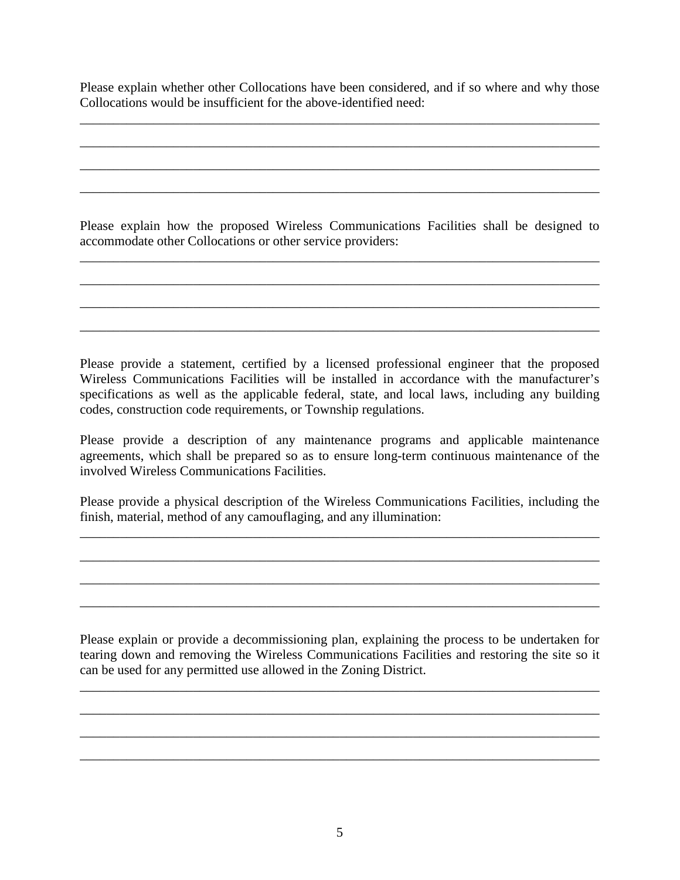Please explain whether other Collocations have been considered, and if so where and why those Collocations would be insufficient for the above-identified need:

\_\_\_\_\_\_\_\_\_\_\_\_\_\_\_\_\_\_\_\_\_\_\_\_\_\_\_\_\_\_\_\_\_\_\_\_\_\_\_\_\_\_\_\_\_\_\_\_\_\_\_\_\_\_\_\_\_\_\_\_\_\_\_\_\_\_\_\_\_\_\_\_\_\_\_\_

\_\_\_\_\_\_\_\_\_\_\_\_\_\_\_\_\_\_\_\_\_\_\_\_\_\_\_\_\_\_\_\_\_\_\_\_\_\_\_\_\_\_\_\_\_\_\_\_\_\_\_\_\_\_\_\_\_\_\_\_\_\_\_\_\_\_\_\_\_\_\_\_\_\_\_\_

\_\_\_\_\_\_\_\_\_\_\_\_\_\_\_\_\_\_\_\_\_\_\_\_\_\_\_\_\_\_\_\_\_\_\_\_\_\_\_\_\_\_\_\_\_\_\_\_\_\_\_\_\_\_\_\_\_\_\_\_\_\_\_\_\_\_\_\_\_\_\_\_\_\_\_\_

\_\_\_\_\_\_\_\_\_\_\_\_\_\_\_\_\_\_\_\_\_\_\_\_\_\_\_\_\_\_\_\_\_\_\_\_\_\_\_\_\_\_\_\_\_\_\_\_\_\_\_\_\_\_\_\_\_\_\_\_\_\_\_\_\_\_\_\_\_\_\_\_\_\_\_\_

Please explain how the proposed Wireless Communications Facilities shall be designed to accommodate other Collocations or other service providers:

\_\_\_\_\_\_\_\_\_\_\_\_\_\_\_\_\_\_\_\_\_\_\_\_\_\_\_\_\_\_\_\_\_\_\_\_\_\_\_\_\_\_\_\_\_\_\_\_\_\_\_\_\_\_\_\_\_\_\_\_\_\_\_\_\_\_\_\_\_\_\_\_\_\_\_\_

\_\_\_\_\_\_\_\_\_\_\_\_\_\_\_\_\_\_\_\_\_\_\_\_\_\_\_\_\_\_\_\_\_\_\_\_\_\_\_\_\_\_\_\_\_\_\_\_\_\_\_\_\_\_\_\_\_\_\_\_\_\_\_\_\_\_\_\_\_\_\_\_\_\_\_\_

\_\_\_\_\_\_\_\_\_\_\_\_\_\_\_\_\_\_\_\_\_\_\_\_\_\_\_\_\_\_\_\_\_\_\_\_\_\_\_\_\_\_\_\_\_\_\_\_\_\_\_\_\_\_\_\_\_\_\_\_\_\_\_\_\_\_\_\_\_\_\_\_\_\_\_\_

\_\_\_\_\_\_\_\_\_\_\_\_\_\_\_\_\_\_\_\_\_\_\_\_\_\_\_\_\_\_\_\_\_\_\_\_\_\_\_\_\_\_\_\_\_\_\_\_\_\_\_\_\_\_\_\_\_\_\_\_\_\_\_\_\_\_\_\_\_\_\_\_\_\_\_\_

Please provide a statement, certified by a licensed professional engineer that the proposed Wireless Communications Facilities will be installed in accordance with the manufacturer's specifications as well as the applicable federal, state, and local laws, including any building codes, construction code requirements, or Township regulations.

Please provide a description of any maintenance programs and applicable maintenance agreements, which shall be prepared so as to ensure long-term continuous maintenance of the involved Wireless Communications Facilities.

Please provide a physical description of the Wireless Communications Facilities, including the finish, material, method of any camouflaging, and any illumination:

\_\_\_\_\_\_\_\_\_\_\_\_\_\_\_\_\_\_\_\_\_\_\_\_\_\_\_\_\_\_\_\_\_\_\_\_\_\_\_\_\_\_\_\_\_\_\_\_\_\_\_\_\_\_\_\_\_\_\_\_\_\_\_\_\_\_\_\_\_\_\_\_\_\_\_\_

\_\_\_\_\_\_\_\_\_\_\_\_\_\_\_\_\_\_\_\_\_\_\_\_\_\_\_\_\_\_\_\_\_\_\_\_\_\_\_\_\_\_\_\_\_\_\_\_\_\_\_\_\_\_\_\_\_\_\_\_\_\_\_\_\_\_\_\_\_\_\_\_\_\_\_\_

\_\_\_\_\_\_\_\_\_\_\_\_\_\_\_\_\_\_\_\_\_\_\_\_\_\_\_\_\_\_\_\_\_\_\_\_\_\_\_\_\_\_\_\_\_\_\_\_\_\_\_\_\_\_\_\_\_\_\_\_\_\_\_\_\_\_\_\_\_\_\_\_\_\_\_\_

\_\_\_\_\_\_\_\_\_\_\_\_\_\_\_\_\_\_\_\_\_\_\_\_\_\_\_\_\_\_\_\_\_\_\_\_\_\_\_\_\_\_\_\_\_\_\_\_\_\_\_\_\_\_\_\_\_\_\_\_\_\_\_\_\_\_\_\_\_\_\_\_\_\_\_\_

Please explain or provide a decommissioning plan, explaining the process to be undertaken for tearing down and removing the Wireless Communications Facilities and restoring the site so it can be used for any permitted use allowed in the Zoning District.

\_\_\_\_\_\_\_\_\_\_\_\_\_\_\_\_\_\_\_\_\_\_\_\_\_\_\_\_\_\_\_\_\_\_\_\_\_\_\_\_\_\_\_\_\_\_\_\_\_\_\_\_\_\_\_\_\_\_\_\_\_\_\_\_\_\_\_\_\_\_\_\_\_\_\_\_

\_\_\_\_\_\_\_\_\_\_\_\_\_\_\_\_\_\_\_\_\_\_\_\_\_\_\_\_\_\_\_\_\_\_\_\_\_\_\_\_\_\_\_\_\_\_\_\_\_\_\_\_\_\_\_\_\_\_\_\_\_\_\_\_\_\_\_\_\_\_\_\_\_\_\_\_

\_\_\_\_\_\_\_\_\_\_\_\_\_\_\_\_\_\_\_\_\_\_\_\_\_\_\_\_\_\_\_\_\_\_\_\_\_\_\_\_\_\_\_\_\_\_\_\_\_\_\_\_\_\_\_\_\_\_\_\_\_\_\_\_\_\_\_\_\_\_\_\_\_\_\_\_

\_\_\_\_\_\_\_\_\_\_\_\_\_\_\_\_\_\_\_\_\_\_\_\_\_\_\_\_\_\_\_\_\_\_\_\_\_\_\_\_\_\_\_\_\_\_\_\_\_\_\_\_\_\_\_\_\_\_\_\_\_\_\_\_\_\_\_\_\_\_\_\_\_\_\_\_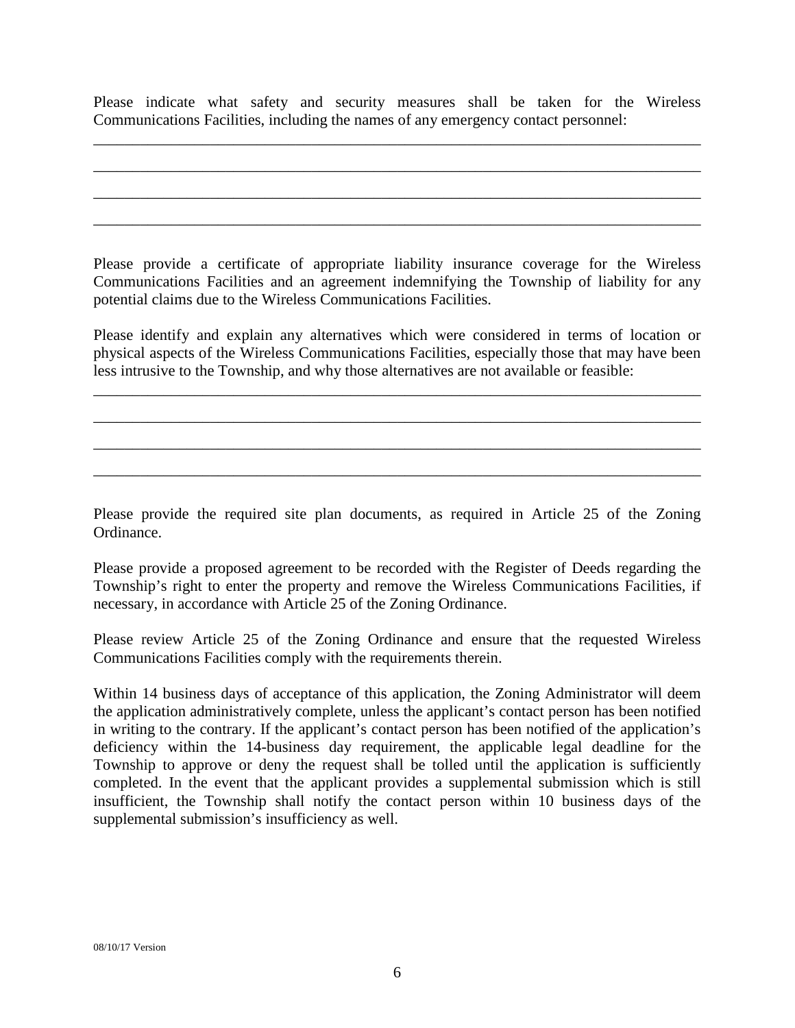Please indicate what safety and security measures shall be taken for the Wireless Communications Facilities, including the names of any emergency contact personnel:

_______________________________________________________________________________

_______________________________________________________________________________

_______________________________________________________________________________

_______________________________________________________________________________

Please provide a certificate of appropriate liability insurance coverage for the Wireless Communications Facilities and an agreement indemnifying the Township of liability for any potential claims due to the Wireless Communications Facilities.

Please identify and explain any alternatives which were considered in terms of location or physical aspects of the Wireless Communications Facilities, especially those that may have been less intrusive to the Township, and why those alternatives are not available or feasible:

_______________________________________________________________________________

_______________________________________________________________________________

_______________________________________________________________________________

_______________________________________________________________________________

Please provide the required site plan documents, as required in Article 25 of the Zoning Ordinance.

Please provide a proposed agreement to be recorded with the Register of Deeds regarding the Township's right to enter the property and remove the Wireless Communications Facilities, if necessary, in accordance with Article 25 of the Zoning Ordinance.

Please review Article 25 of the Zoning Ordinance and ensure that the requested Wireless Communications Facilities comply with the requirements therein.

Within 14 business days of acceptance of this application, the Zoning Administrator will deem the application administratively complete, unless the applicant's contact person has been notified in writing to the contrary. If the applicant's contact person has been notified of the application's deficiency within the 14-business day requirement, the applicable legal deadline for the Township to approve or deny the request shall be tolled until the application is sufficiently completed. In the event that the applicant provides a supplemental submission which is still insufficient, the Township shall notify the contact person within 10 business days of the supplemental submission's insufficiency as well.

08/10/17 Version